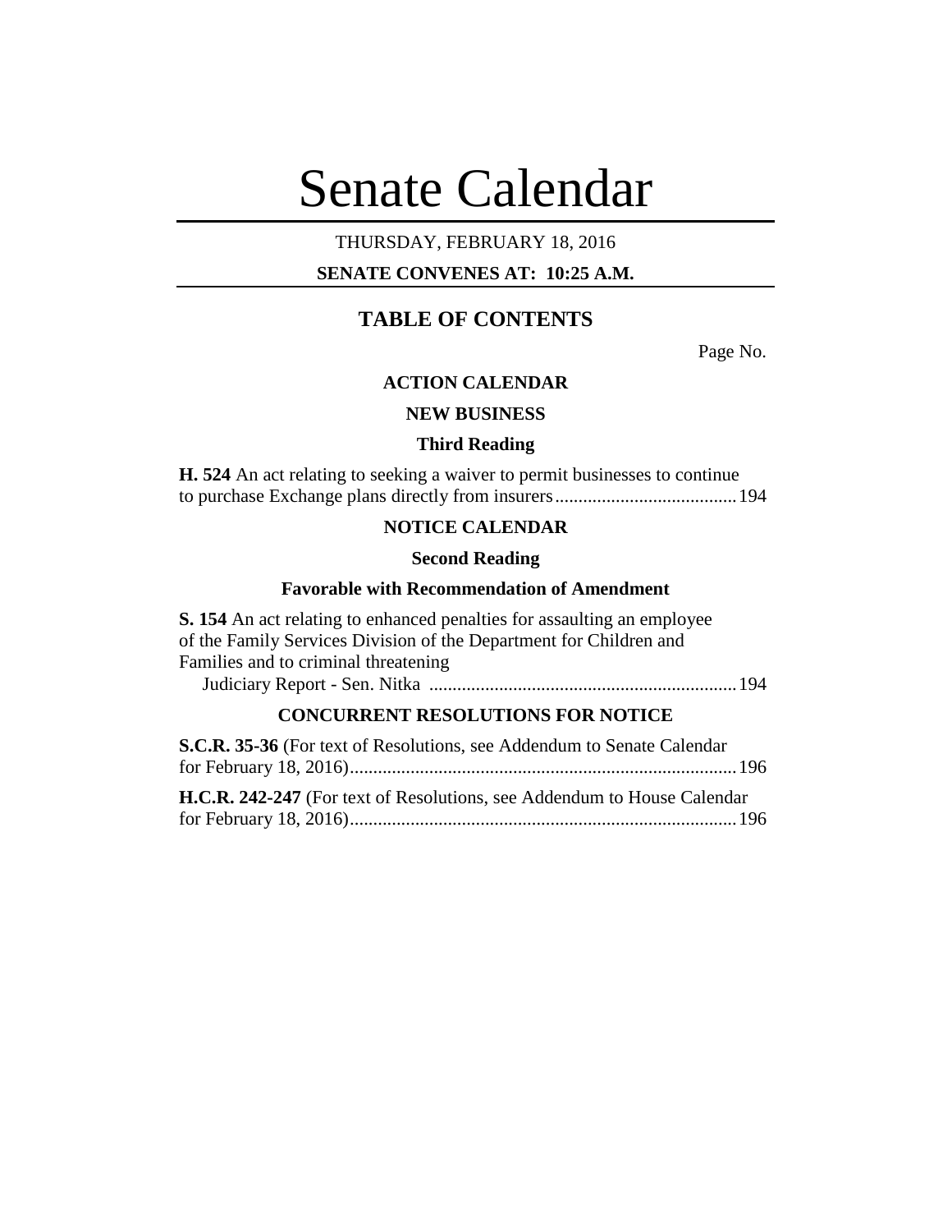# Senate Calendar

THURSDAY, FEBRUARY 18, 2016

**SENATE CONVENES AT: 10:25 A.M.**

## TABLE OF CONTENTS

Page No.

### ACTION CALENDAR

### NEW BUSINESS

### Third Reading

**H. 524** An act relating to seeking a waiver to permit businesses to continue to purchase Exchange plans directly from insurers....................................... 194

### NOTICE CALENDAR

### Second Reading

### Favorable with Recommendation of Amendment

**S. 154** An act relating to enhanced penalties for assaulting an employee of the Family Services Division of the Department for Children and Families and to criminal threatening

Judiciary Report - Sen. Nitka .................................................................. 194

### CONCURRENT RESOLUTIONS FOR NOTICE

**S.C.R. 35-36** (For text of Resolutions, see Addendum to Senate Calendar for February 18, 2016)................................................................................... 196

**H.C.R. 242-247** (For text of Resolutions, see Addendum to House Calendar for February 18, 2016)................................................................................... 196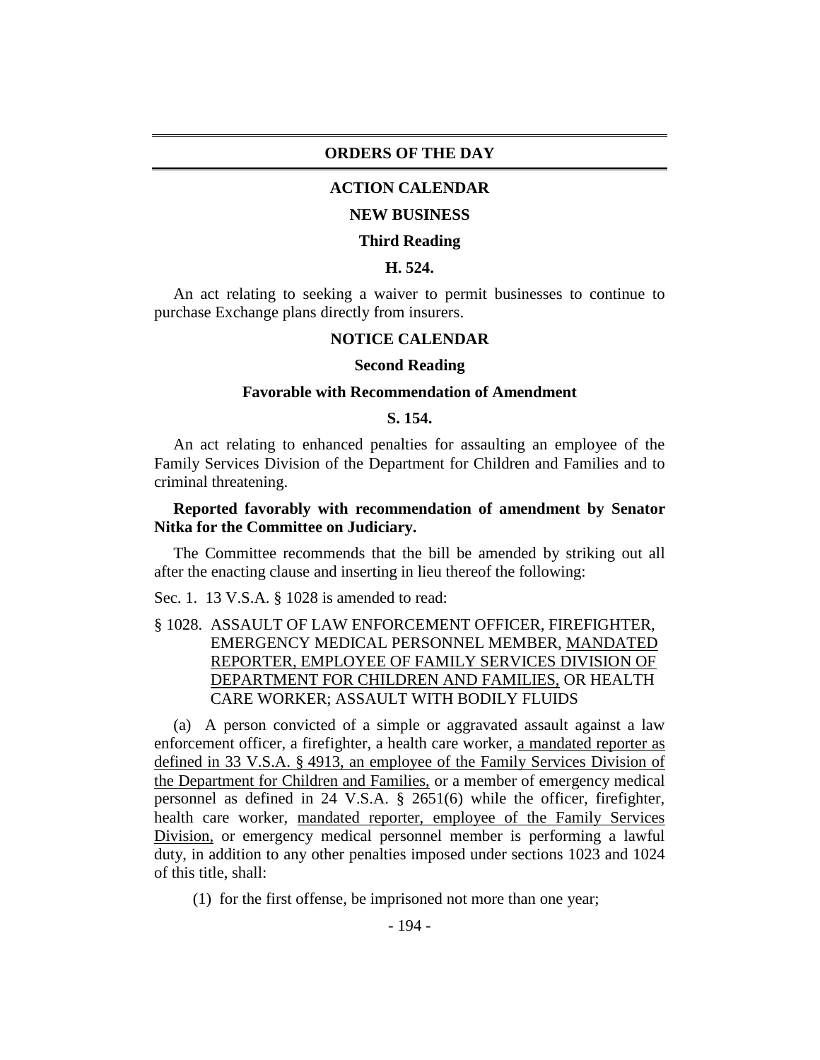# ORDERS OF THE DAY

## ACTION CALENDAR

### NEW BUSINESS

#### Third Reading

**H. 524.**

An act relating to seeking a waiver to permit businesses to continue to purchase Exchange plans directly from insurers.

## NOTICE CALENDAR

#### Second Reading

#### Favorable with Recommendation of Amendment

**S. 154.**

An act relating to enhanced penalties for assaulting an employee of the Family Services Division of the Department for Children and Families and to criminal threatening.

**Reported favorably with recommendation of amendment by Senator Nitka for the Committee on Judiciary.**

The Committee recommends that the bill be amended by striking out all after the enacting clause and inserting in lieu thereof the following:

Sec. 1. 13 V.S.A. § 1028 is amended to read:

§ 1028. ASSAULT OF LAW ENFORCEMENT OFFICER, FIREFIGHTER, EMERGENCY MEDICAL PERSONNEL MEMBER, <u>MANDATED REPORTER, EMPLOYEE OF FAMILY SERVICES DIVISION OF DEPARTMENT FOR CHILDREN AND FAMILIES,</u> OR HEALTH CARE WORKER; ASSAULT WITH BODILY FLUIDS

(a) A person convicted of a simple or aggravated assault against a law enforcement officer, a firefighter, a health care worker, <u>a mandated reporter as defined in 33 V.S.A. § 4913, an employee of the Family Services Division of the Department for Children and Families,</u> or a member of emergency medical personnel as defined in 24 V.S.A. § 2651(6) while the officer, firefighter, health care worker, <u>mandated reporter, employee of the Family Services Division,</u> or emergency medical personnel member is performing a lawful duty, in addition to any other penalties imposed under sections 1023 and 1024 of this title, shall:

(1) for the first offense, be imprisoned not more than one year;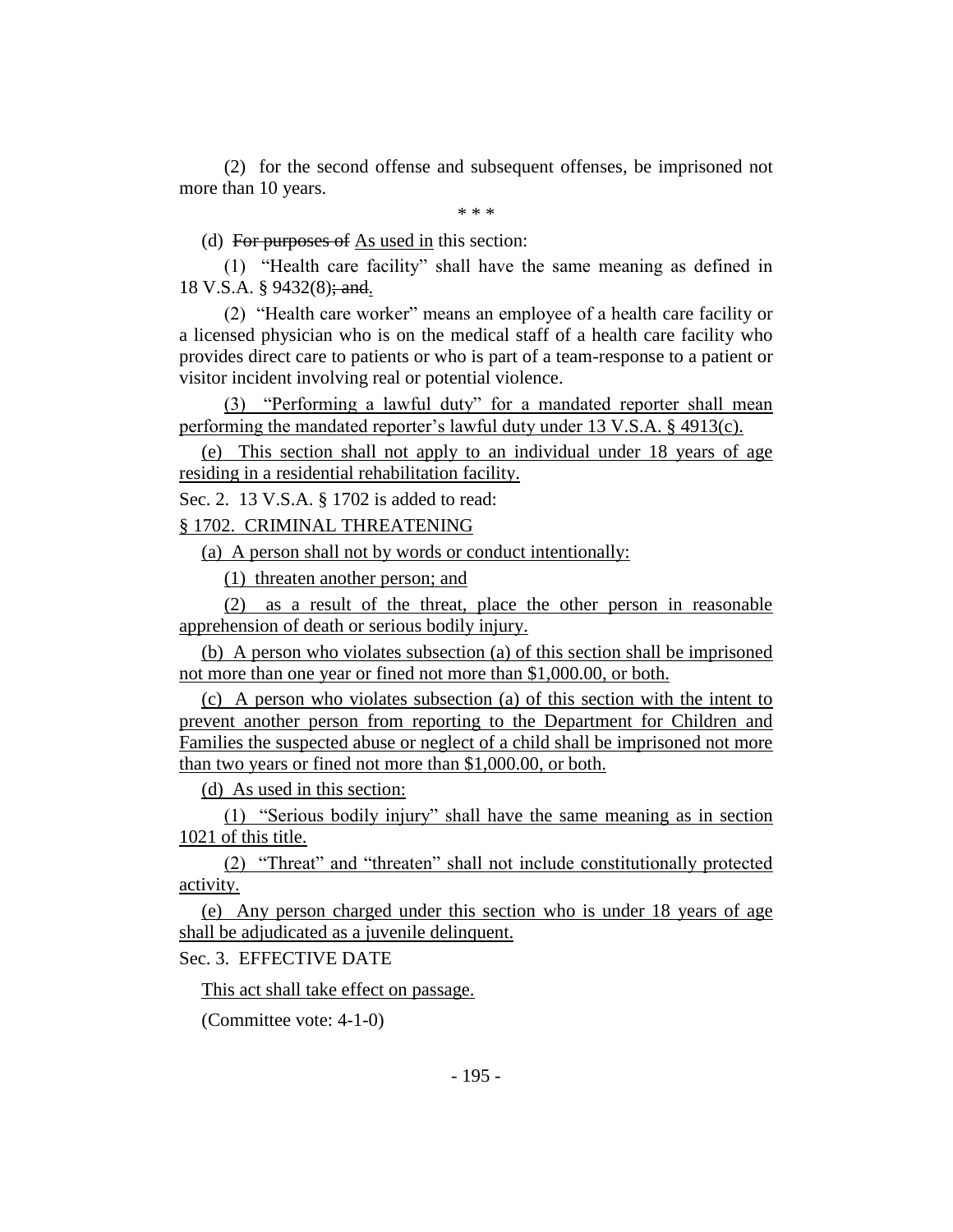(2) for the second offense and subsequent offenses, be imprisoned not more than 10 years.

\* \* \*

(d) ~~For purposes of~~ <u>As used in</u> this section:

(1) "Health care facility" shall have the same meaning as defined in 18 V.S.A. § 9432(8)~~; and~~<u>.</u>

(2) "Health care worker" means an employee of a health care facility or a licensed physician who is on the medical staff of a health care facility who provides direct care to patients or who is part of a team-response to a patient or visitor incident involving real or potential violence.

<u>(3) "Performing a lawful duty" for a mandated reporter shall mean performing the mandated reporter's lawful duty under 13 V.S.A. § 4913(c).</u>

<u>(e) This section shall not apply to an individual under 18 years of age residing in a residential rehabilitation facility.</u>

Sec. 2. 13 V.S.A. § 1702 is added to read:

<u>§ 1702. CRIMINAL THREATENING</u>

<u>(a) A person shall not by words or conduct intentionally:</u>

<u>(1) threaten another person; and</u>

<u>(2) as a result of the threat, place the other person in reasonable apprehension of death or serious bodily injury.</u>

<u>(b) A person who violates subsection (a) of this section shall be imprisoned not more than one year or fined not more than $1,000.00, or both.</u>

<u>(c) A person who violates subsection (a) of this section with the intent to prevent another person from reporting to the Department for Children and Families the suspected abuse or neglect of a child shall be imprisoned not more than two years or fined not more than $1,000.00, or both.</u>

<u>(d) As used in this section:</u>

<u>(1) "Serious bodily injury" shall have the same meaning as in section 1021 of this title.</u>

<u>(2) "Threat" and "threaten" shall not include constitutionally protected activity.</u>

<u>(e) Any person charged under this section who is under 18 years of age shall be adjudicated as a juvenile delinquent.</u>

Sec. 3. EFFECTIVE DATE

<u>This act shall take effect on passage.</u>

(Committee vote: 4-1-0)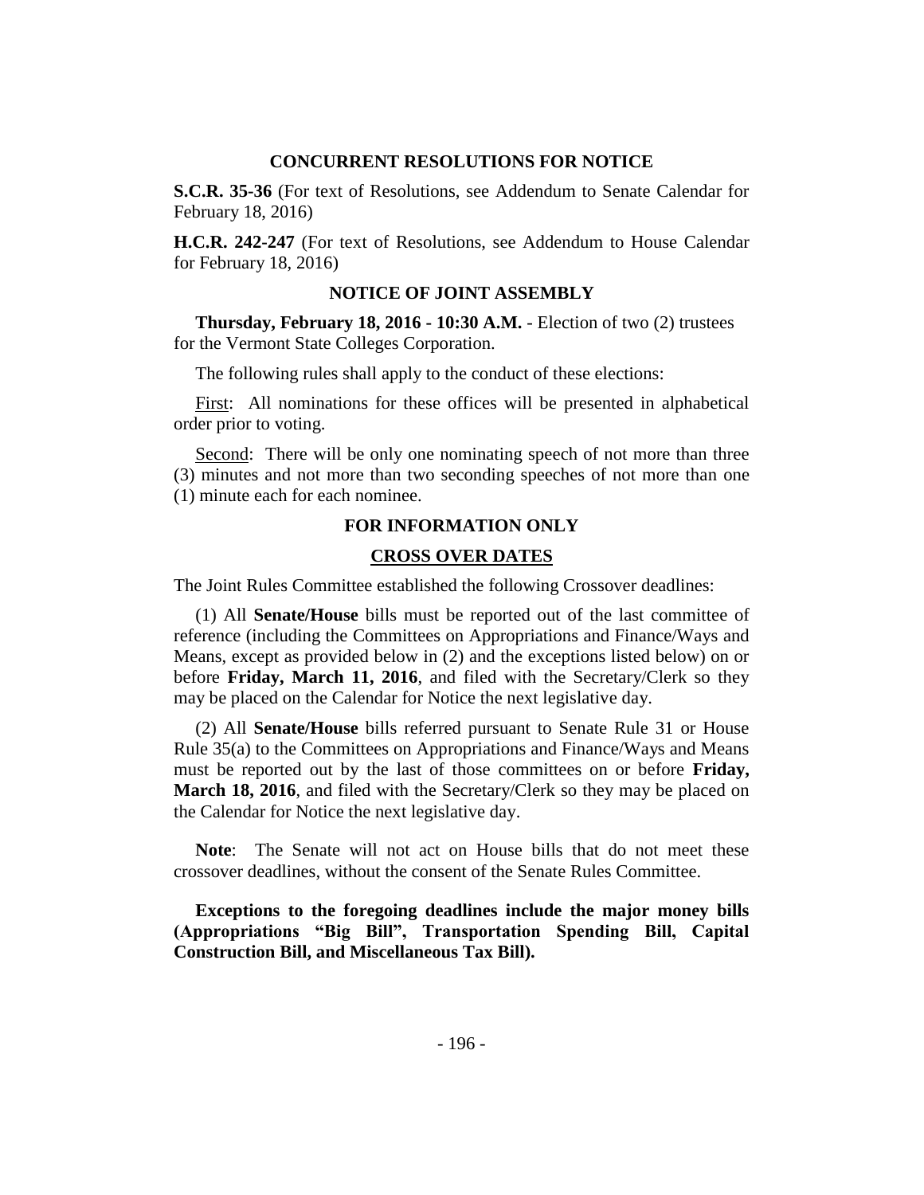## CONCURRENT RESOLUTIONS FOR NOTICE

**S.C.R. 35-36** (For text of Resolutions, see Addendum to Senate Calendar for February 18, 2016)

**H.C.R. 242-247** (For text of Resolutions, see Addendum to House Calendar for February 18, 2016)

## NOTICE OF JOINT ASSEMBLY

**Thursday, February 18, 2016 - 10:30 A.M.** - Election of two (2) trustees for the Vermont State Colleges Corporation.

The following rules shall apply to the conduct of these elections:

First: All nominations for these offices will be presented in alphabetical order prior to voting.

Second: There will be only one nominating speech of not more than three (3) minutes and not more than two seconding speeches of not more than one (1) minute each for each nominee.

## FOR INFORMATION ONLY

### CROSS OVER DATES

The Joint Rules Committee established the following Crossover deadlines:

(1) All **Senate/House** bills must be reported out of the last committee of reference (including the Committees on Appropriations and Finance/Ways and Means, except as provided below in (2) and the exceptions listed below) on or before **Friday, March 11, 2016**, and filed with the Secretary/Clerk so they may be placed on the Calendar for Notice the next legislative day.

(2) All **Senate/House** bills referred pursuant to Senate Rule 31 or House Rule 35(a) to the Committees on Appropriations and Finance/Ways and Means must be reported out by the last of those committees on or before **Friday, March 18, 2016**, and filed with the Secretary/Clerk so they may be placed on the Calendar for Notice the next legislative day.

**Note**: The Senate will not act on House bills that do not meet these crossover deadlines, without the consent of the Senate Rules Committee.

**Exceptions to the foregoing deadlines include the major money bills (Appropriations "Big Bill", Transportation Spending Bill, Capital Construction Bill, and Miscellaneous Tax Bill).**